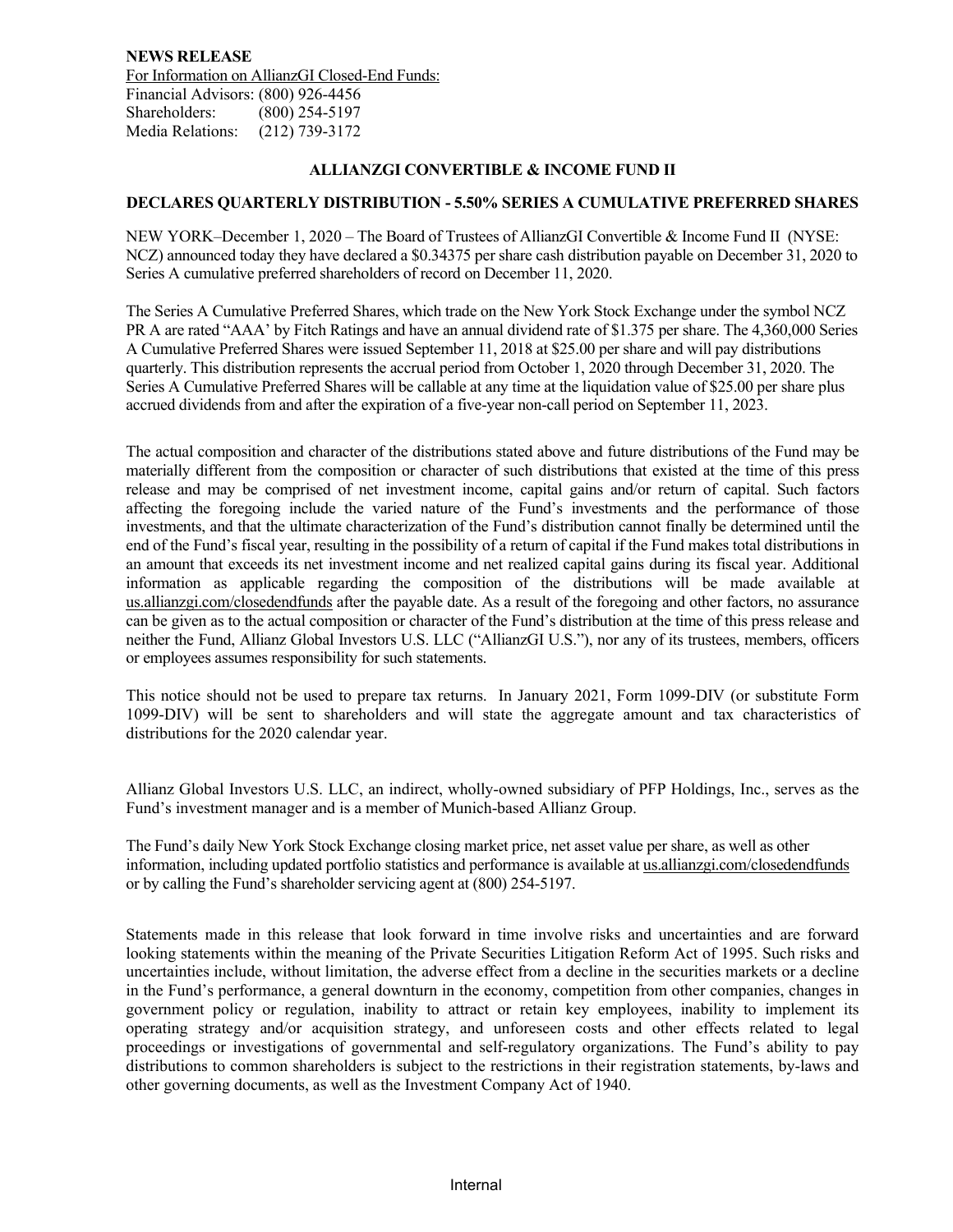**NEWS RELEASE**

For Information on AllianzGI Closed-End Funds:
Financial Advisors: (800) 926-4456
Shareholders: (800) 254-5197
Media Relations: (212) 739-3172

## ALLIANZGI CONVERTIBLE & INCOME FUND II

## DECLARES QUARTERLY DISTRIBUTION - 5.50% SERIES A CUMULATIVE PREFERRED SHARES

NEW YORK–December 1, 2020 – The Board of Trustees of AllianzGI Convertible & Income Fund II (NYSE: NCZ) announced today they have declared a $0.34375 per share cash distribution payable on December 31, 2020 to Series A cumulative preferred shareholders of record on December 11, 2020.

The Series A Cumulative Preferred Shares, which trade on the New York Stock Exchange under the symbol NCZ PR A are rated "AAA' by Fitch Ratings and have an annual dividend rate of $1.375 per share. The 4,360,000 Series A Cumulative Preferred Shares were issued September 11, 2018 at $25.00 per share and will pay distributions quarterly. This distribution represents the accrual period from October 1, 2020 through December 31, 2020. The Series A Cumulative Preferred Shares will be callable at any time at the liquidation value of $25.00 per share plus accrued dividends from and after the expiration of a five-year non-call period on September 11, 2023.

The actual composition and character of the distributions stated above and future distributions of the Fund may be materially different from the composition or character of such distributions that existed at the time of this press release and may be comprised of net investment income, capital gains and/or return of capital. Such factors affecting the foregoing include the varied nature of the Fund's investments and the performance of those investments, and that the ultimate characterization of the Fund's distribution cannot finally be determined until the end of the Fund's fiscal year, resulting in the possibility of a return of capital if the Fund makes total distributions in an amount that exceeds its net investment income and net realized capital gains during its fiscal year. Additional information as applicable regarding the composition of the distributions will be made available at us.allianzgi.com/closedendfunds after the payable date. As a result of the foregoing and other factors, no assurance can be given as to the actual composition or character of the Fund's distribution at the time of this press release and neither the Fund, Allianz Global Investors U.S. LLC ("AllianzGI U.S."), nor any of its trustees, members, officers or employees assumes responsibility for such statements.

This notice should not be used to prepare tax returns. In January 2021, Form 1099-DIV (or substitute Form 1099-DIV) will be sent to shareholders and will state the aggregate amount and tax characteristics of distributions for the 2020 calendar year.

Allianz Global Investors U.S. LLC, an indirect, wholly-owned subsidiary of PFP Holdings, Inc., serves as the Fund's investment manager and is a member of Munich-based Allianz Group.

The Fund's daily New York Stock Exchange closing market price, net asset value per share, as well as other information, including updated portfolio statistics and performance is available at us.allianzgi.com/closedendfunds or by calling the Fund's shareholder servicing agent at (800) 254-5197.

Statements made in this release that look forward in time involve risks and uncertainties and are forward looking statements within the meaning of the Private Securities Litigation Reform Act of 1995. Such risks and uncertainties include, without limitation, the adverse effect from a decline in the securities markets or a decline in the Fund's performance, a general downturn in the economy, competition from other companies, changes in government policy or regulation, inability to attract or retain key employees, inability to implement its operating strategy and/or acquisition strategy, and unforeseen costs and other effects related to legal proceedings or investigations of governmental and self-regulatory organizations. The Fund's ability to pay distributions to common shareholders is subject to the restrictions in their registration statements, by-laws and other governing documents, as well as the Investment Company Act of 1940.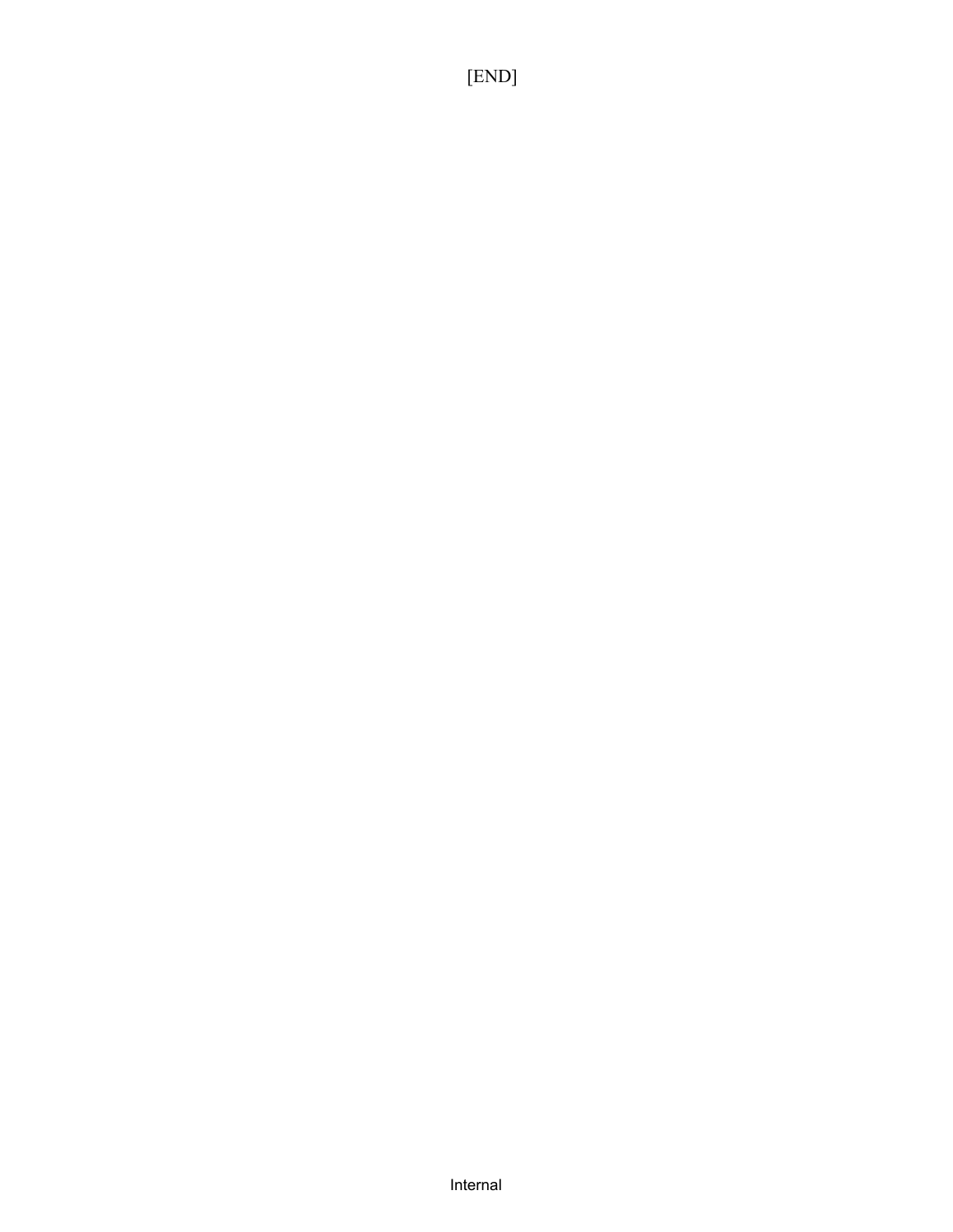[END]